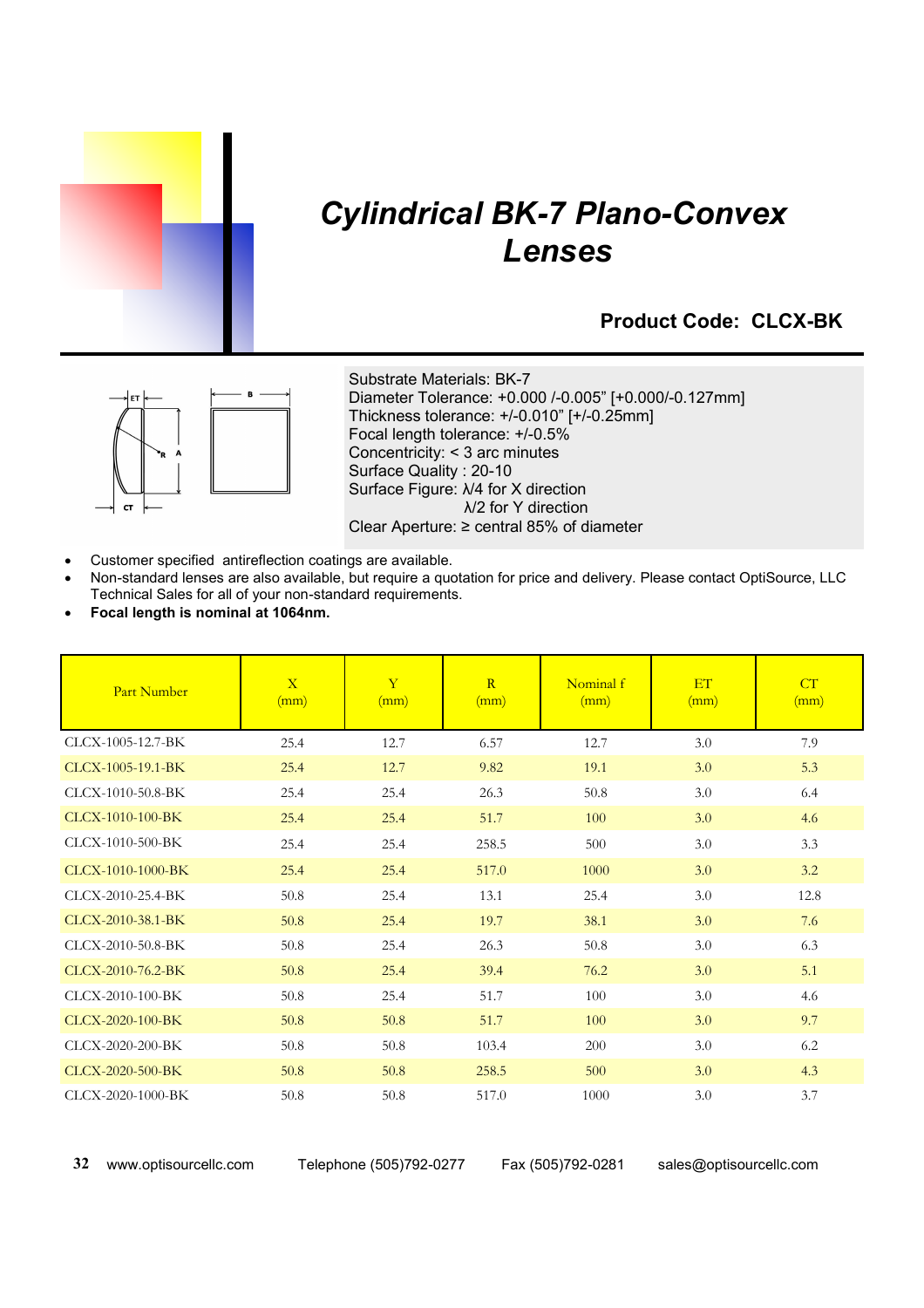# *Cylindrical BK-7 Plano-Convex Lenses*

## Product Code: CLCX-BK

Substrate Materials: BK-7
Diameter Tolerance: +0.000 /-0.005” [+0.000/-0.127mm]
Thickness tolerance: +/-0.010” [+/-0.25mm]
Focal length tolerance: +/-0.5%
Concentricity: < 3 arc minutes
Surface Quality : 20-10
Surface Figure: λ/4 for X direction
λ/2 for Y direction
Clear Aperture: ≥ central 85% of diameter

- Customer specified antireflection coatings are available.
- Non-standard lenses are also available, but require a quotation for price and delivery. Please contact OptiSource, LLC Technical Sales for all of your non-standard requirements.
- **Focal length is nominal at 1064nm.**

| Part Number | X (mm) | Y (mm) | R (mm) | Nominal f (mm) | ET (mm) | CT (mm) |
|---|---|---|---|---|---|---|
| CLCX-1005-12.7-BK | 25.4 | 12.7 | 6.57 | 12.7 | 3.0 | 7.9 |
| CLCX-1005-19.1-BK | 25.4 | 12.7 | 9.82 | 19.1 | 3.0 | 5.3 |
| CLCX-1010-50.8-BK | 25.4 | 25.4 | 26.3 | 50.8 | 3.0 | 6.4 |
| CLCX-1010-100-BK | 25.4 | 25.4 | 51.7 | 100 | 3.0 | 4.6 |
| CLCX-1010-500-BK | 25.4 | 25.4 | 258.5 | 500 | 3.0 | 3.3 |
| CLCX-1010-1000-BK | 25.4 | 25.4 | 517.0 | 1000 | 3.0 | 3.2 |
| CLCX-2010-25.4-BK | 50.8 | 25.4 | 13.1 | 25.4 | 3.0 | 12.8 |
| CLCX-2010-38.1-BK | 50.8 | 25.4 | 19.7 | 38.1 | 3.0 | 7.6 |
| CLCX-2010-50.8-BK | 50.8 | 25.4 | 26.3 | 50.8 | 3.0 | 6.3 |
| CLCX-2010-76.2-BK | 50.8 | 25.4 | 39.4 | 76.2 | 3.0 | 5.1 |
| CLCX-2010-100-BK | 50.8 | 25.4 | 51.7 | 100 | 3.0 | 4.6 |
| CLCX-2020-100-BK | 50.8 | 50.8 | 51.7 | 100 | 3.0 | 9.7 |
| CLCX-2020-200-BK | 50.8 | 50.8 | 103.4 | 200 | 3.0 | 6.2 |
| CLCX-2020-500-BK | 50.8 | 50.8 | 258.5 | 500 | 3.0 | 4.3 |
| CLCX-2020-1000-BK | 50.8 | 50.8 | 517.0 | 1000 | 3.0 | 3.7 |

www.optisourcellc.com Telephone (505)792-0277 Fax (505)792-0281 sales@optisourcellc.com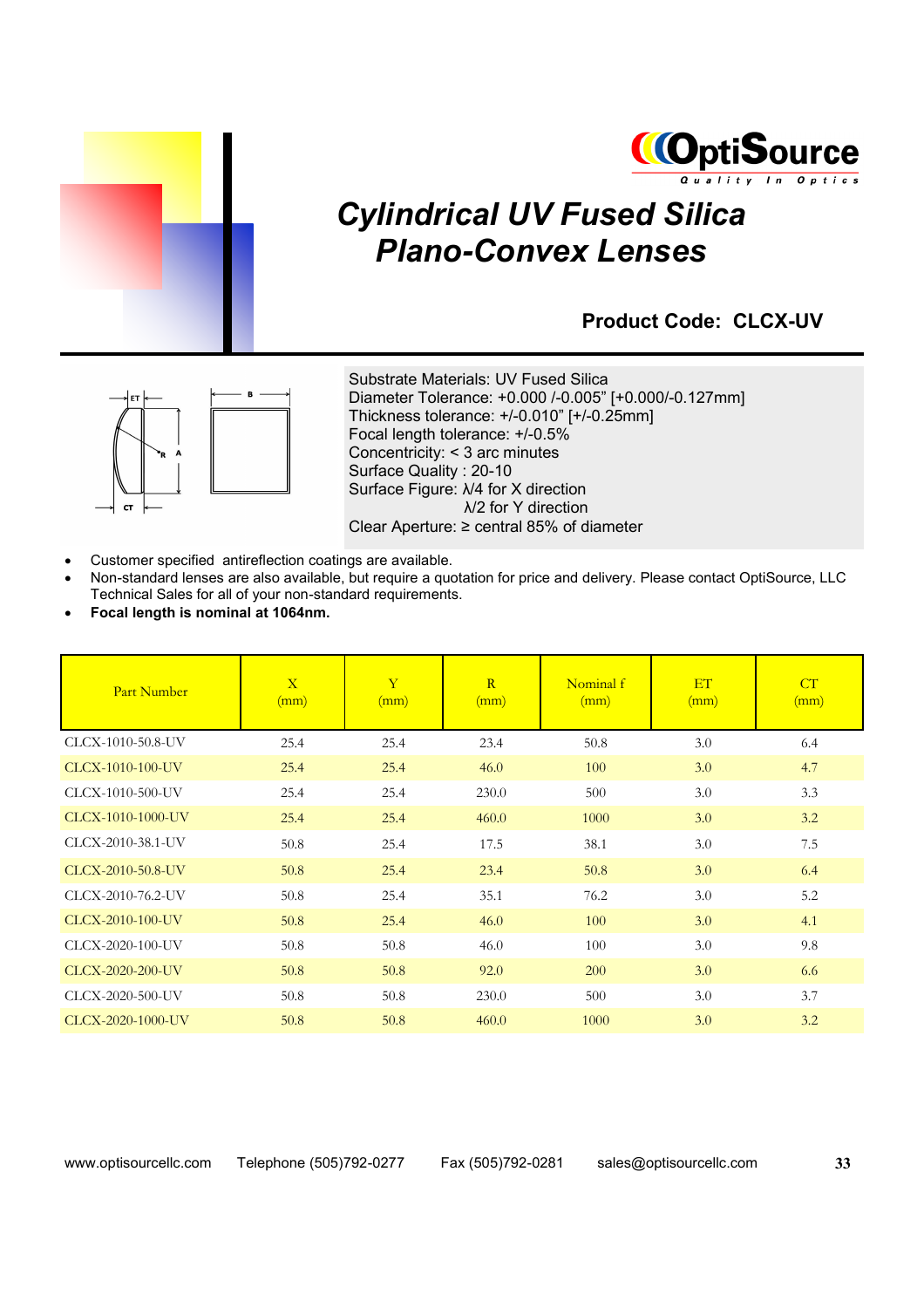OptiSource
Quality In Optics

# Cylindrical UV Fused Silica Plano-Convex Lenses

## Product Code: CLCX-UV

Substrate Materials: UV Fused Silica
Diameter Tolerance: +0.000 /-0.005" [+0.000/-0.127mm]
Thickness tolerance: +/-0.010" [+/-0.25mm]
Focal length tolerance: +/-0.5%
Concentricity: < 3 arc minutes
Surface Quality : 20-10
Surface Figure: λ/4 for X direction
λ/2 for Y direction
Clear Aperture: ≥ central 85% of diameter

- Customer specified antireflection coatings are available.
- Non-standard lenses are also available, but require a quotation for price and delivery. Please contact OptiSource, LLC Technical Sales for all of your non-standard requirements.
- **Focal length is nominal at 1064nm.**

| Part Number | X (mm) | Y (mm) | R (mm) | Nominal f (mm) | ET (mm) | CT (mm) |
|---|---|---|---|---|---|---|
| CLCX-1010-50.8-UV | 25.4 | 25.4 | 23.4 | 50.8 | 3.0 | 6.4 |
| CLCX-1010-100-UV | 25.4 | 25.4 | 46.0 | 100 | 3.0 | 4.7 |
| CLCX-1010-500-UV | 25.4 | 25.4 | 230.0 | 500 | 3.0 | 3.3 |
| CLCX-1010-1000-UV | 25.4 | 25.4 | 460.0 | 1000 | 3.0 | 3.2 |
| CLCX-2010-38.1-UV | 50.8 | 25.4 | 17.5 | 38.1 | 3.0 | 7.5 |
| CLCX-2010-50.8-UV | 50.8 | 25.4 | 23.4 | 50.8 | 3.0 | 6.4 |
| CLCX-2010-76.2-UV | 50.8 | 25.4 | 35.1 | 76.2 | 3.0 | 5.2 |
| CLCX-2010-100-UV | 50.8 | 25.4 | 46.0 | 100 | 3.0 | 4.1 |
| CLCX-2020-100-UV | 50.8 | 50.8 | 46.0 | 100 | 3.0 | 9.8 |
| CLCX-2020-200-UV | 50.8 | 50.8 | 92.0 | 200 | 3.0 | 6.6 |
| CLCX-2020-500-UV | 50.8 | 50.8 | 230.0 | 500 | 3.0 | 3.7 |
| CLCX-2020-1000-UV | 50.8 | 50.8 | 460.0 | 1000 | 3.0 | 3.2 |

www.optisourcellc.com Telephone (505)792-0277 Fax (505)792-0281 sales@optisourcellc.com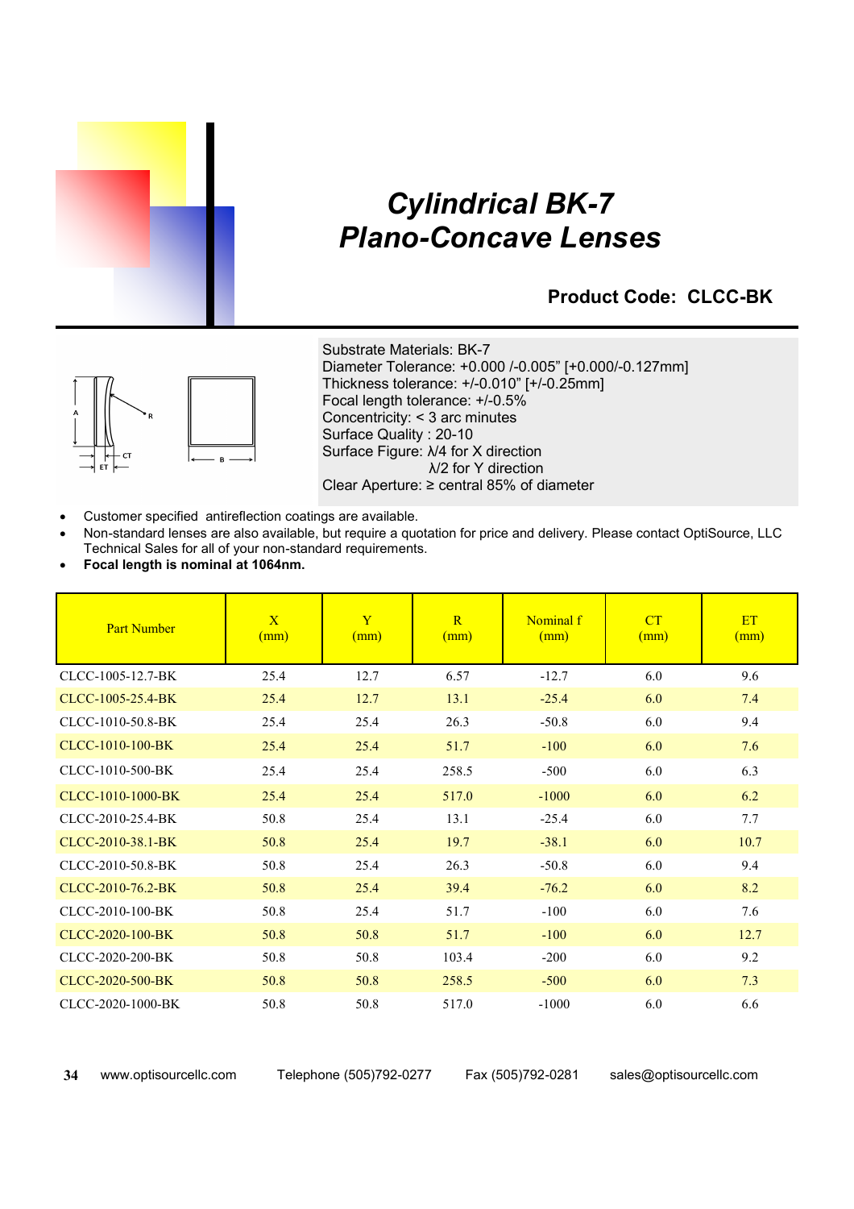# Cylindrical BK-7 Plano-Concave Lenses

## Product Code: CLCC-BK

Substrate Materials: BK-7
Diameter Tolerance: +0.000 /-0.005" [+0.000/-0.127mm]
Thickness tolerance: +/-0.010" [+/-0.25mm]
Focal length tolerance: +/-0.5%
Concentricity: < 3 arc minutes
Surface Quality : 20-10
Surface Figure: λ/4 for X direction
λ/2 for Y direction
Clear Aperture: ≥ central 85% of diameter

- Customer specified antireflection coatings are available.
- Non-standard lenses are also available, but require a quotation for price and delivery. Please contact OptiSource, LLC Technical Sales for all of your non-standard requirements.
- **Focal length is nominal at 1064nm.**

| Part Number | X (mm) | Y (mm) | R (mm) | Nominal f (mm) | CT (mm) | ET (mm) |
|---|---|---|---|---|---|---|
| CLCC-1005-12.7-BK | 25.4 | 12.7 | 6.57 | -12.7 | 6.0 | 9.6 |
| CLCC-1005-25.4-BK | 25.4 | 12.7 | 13.1 | -25.4 | 6.0 | 7.4 |
| CLCC-1010-50.8-BK | 25.4 | 25.4 | 26.3 | -50.8 | 6.0 | 9.4 |
| CLCC-1010-100-BK | 25.4 | 25.4 | 51.7 | -100 | 6.0 | 7.6 |
| CLCC-1010-500-BK | 25.4 | 25.4 | 258.5 | -500 | 6.0 | 6.3 |
| CLCC-1010-1000-BK | 25.4 | 25.4 | 517.0 | -1000 | 6.0 | 6.2 |
| CLCC-2010-25.4-BK | 50.8 | 25.4 | 13.1 | -25.4 | 6.0 | 7.7 |
| CLCC-2010-38.1-BK | 50.8 | 25.4 | 19.7 | -38.1 | 6.0 | 10.7 |
| CLCC-2010-50.8-BK | 50.8 | 25.4 | 26.3 | -50.8 | 6.0 | 9.4 |
| CLCC-2010-76.2-BK | 50.8 | 25.4 | 39.4 | -76.2 | 6.0 | 8.2 |
| CLCC-2010-100-BK | 50.8 | 25.4 | 51.7 | -100 | 6.0 | 7.6 |
| CLCC-2020-100-BK | 50.8 | 50.8 | 51.7 | -100 | 6.0 | 12.7 |
| CLCC-2020-200-BK | 50.8 | 50.8 | 103.4 | -200 | 6.0 | 9.2 |
| CLCC-2020-500-BK | 50.8 | 50.8 | 258.5 | -500 | 6.0 | 7.3 |
| CLCC-2020-1000-BK | 50.8 | 50.8 | 517.0 | -1000 | 6.0 | 6.6 |

www.optisourcellc.com Telephone (505)792-0277 Fax (505)792-0281 sales@optisourcellc.com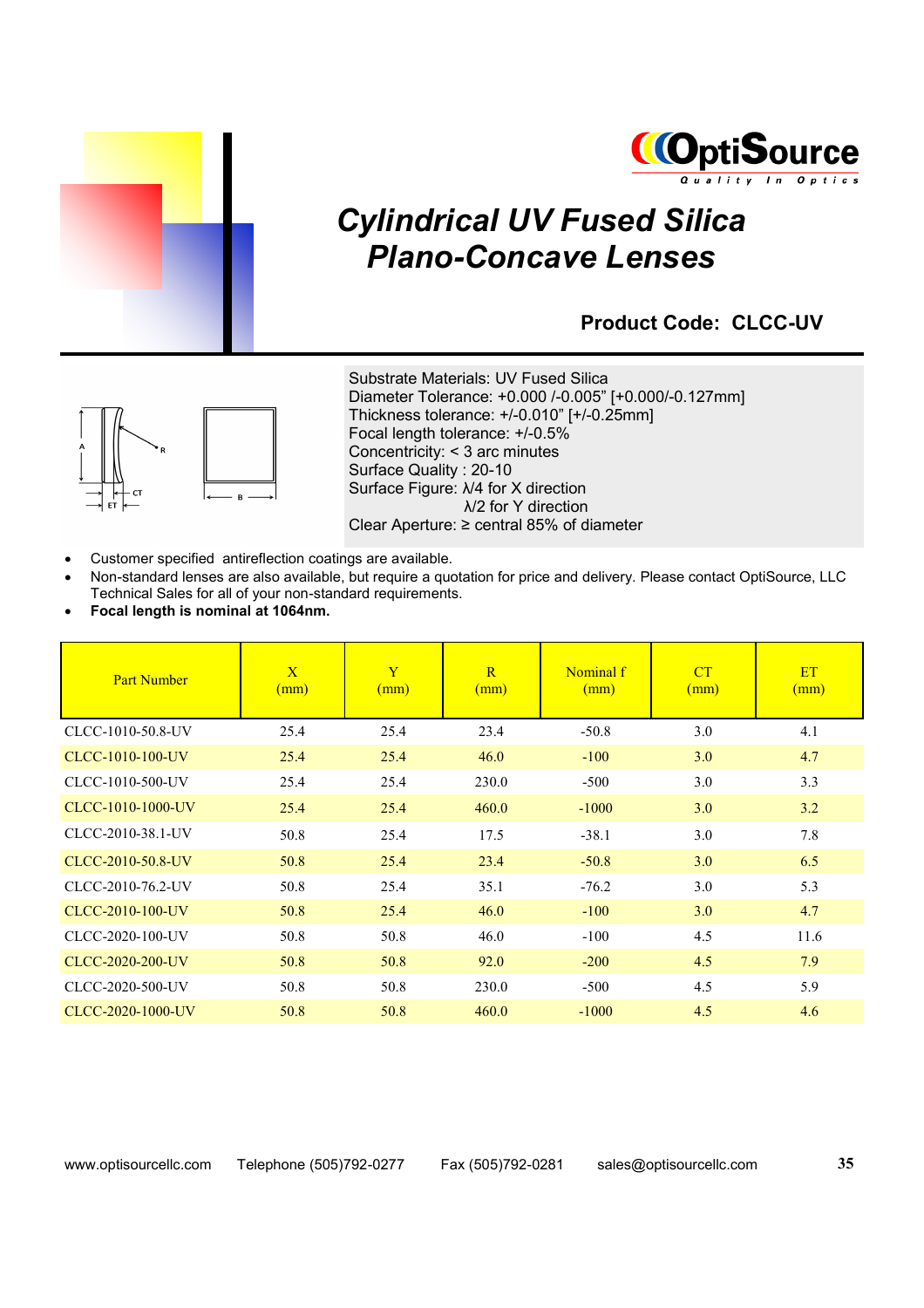# Cylindrical UV Fused Silica Plano-Concave Lenses

**Product Code: CLCC-UV**

Substrate Materials: UV Fused Silica
Diameter Tolerance: +0.000 /-0.005” [+0.000/-0.127mm]
Thickness tolerance: +/-0.010” [+/-0.25mm]
Focal length tolerance: +/-0.5%
Concentricity: < 3 arc minutes
Surface Quality : 20-10
Surface Figure: λ/4 for X direction
λ/2 for Y direction
Clear Aperture: ≥ central 85% of diameter

- Customer specified antireflection coatings are available.
- Non-standard lenses are also available, but require a quotation for price and delivery. Please contact OptiSource, LLC Technical Sales for all of your non-standard requirements.
- **Focal length is nominal at 1064nm.**

| Part Number | X (mm) | Y (mm) | R (mm) | Nominal f (mm) | CT (mm) | ET (mm) |
|---|---|---|---|---|---|---|
| CLCC-1010-50.8-UV | 25.4 | 25.4 | 23.4 | -50.8 | 3.0 | 4.1 |
| CLCC-1010-100-UV | 25.4 | 25.4 | 46.0 | -100 | 3.0 | 4.7 |
| CLCC-1010-500-UV | 25.4 | 25.4 | 230.0 | -500 | 3.0 | 3.3 |
| CLCC-1010-1000-UV | 25.4 | 25.4 | 460.0 | -1000 | 3.0 | 3.2 |
| CLCC-2010-38.1-UV | 50.8 | 25.4 | 17.5 | -38.1 | 3.0 | 7.8 |
| CLCC-2010-50.8-UV | 50.8 | 25.4 | 23.4 | -50.8 | 3.0 | 6.5 |
| CLCC-2010-76.2-UV | 50.8 | 25.4 | 35.1 | -76.2 | 3.0 | 5.3 |
| CLCC-2010-100-UV | 50.8 | 25.4 | 46.0 | -100 | 3.0 | 4.7 |
| CLCC-2020-100-UV | 50.8 | 50.8 | 46.0 | -100 | 4.5 | 11.6 |
| CLCC-2020-200-UV | 50.8 | 50.8 | 92.0 | -200 | 4.5 | 7.9 |
| CLCC-2020-500-UV | 50.8 | 50.8 | 230.0 | -500 | 4.5 | 5.9 |
| CLCC-2020-1000-UV | 50.8 | 50.8 | 460.0 | -1000 | 4.5 | 4.6 |

www.optisourcellc.com Telephone (505)792-0277 Fax (505)792-0281 sales@optisourcellc.com